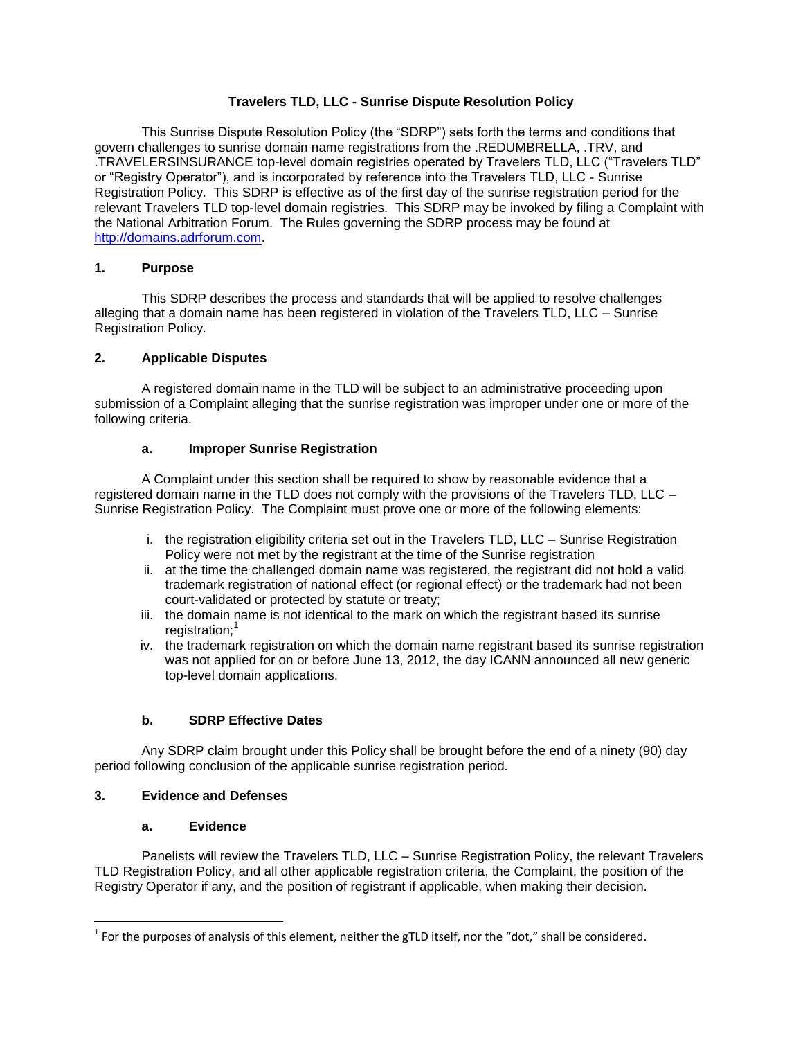# Travelers TLD, LLC - Sunrise Dispute Resolution Policy

This Sunrise Dispute Resolution Policy (the "SDRP") sets forth the terms and conditions that govern challenges to sunrise domain name registrations from the .REDUMBRELLA, .TRV, and .TRAVELERSINSURANCE top-level domain registries operated by Travelers TLD, LLC ("Travelers TLD" or "Registry Operator"), and is incorporated by reference into the Travelers TLD, LLC - Sunrise Registration Policy. This SDRP is effective as of the first day of the sunrise registration period for the relevant Travelers TLD top-level domain registries. This SDRP may be invoked by filing a Complaint with the National Arbitration Forum. The Rules governing the SDRP process may be found at http://domains.adrforum.com.

## 1. Purpose

This SDRP describes the process and standards that will be applied to resolve challenges alleging that a domain name has been registered in violation of the Travelers TLD, LLC – Sunrise Registration Policy.

## 2. Applicable Disputes

A registered domain name in the TLD will be subject to an administrative proceeding upon submission of a Complaint alleging that the sunrise registration was improper under one or more of the following criteria.

### a. Improper Sunrise Registration

A Complaint under this section shall be required to show by reasonable evidence that a registered domain name in the TLD does not comply with the provisions of the Travelers TLD, LLC – Sunrise Registration Policy. The Complaint must prove one or more of the following elements:

i. the registration eligibility criteria set out in the Travelers TLD, LLC – Sunrise Registration Policy were not met by the registrant at the time of the Sunrise registration
ii. at the time the challenged domain name was registered, the registrant did not hold a valid trademark registration of national effect (or regional effect) or the trademark had not been court-validated or protected by statute or treaty;
iii. the domain name is not identical to the mark on which the registrant based its sunrise registration;[1]
iv. the trademark registration on which the domain name registrant based its sunrise registration was not applied for on or before June 13, 2012, the day ICANN announced all new generic top-level domain applications.

### b. SDRP Effective Dates

Any SDRP claim brought under this Policy shall be brought before the end of a ninety (90) day period following conclusion of the applicable sunrise registration period.

## 3. Evidence and Defenses

### a. Evidence

Panelists will review the Travelers TLD, LLC – Sunrise Registration Policy, the relevant Travelers TLD Registration Policy, and all other applicable registration criteria, the Complaint, the position of the Registry Operator if any, and the position of registrant if applicable, when making their decision.

---

[1] For the purposes of analysis of this element, neither the gTLD itself, nor the "dot," shall be considered.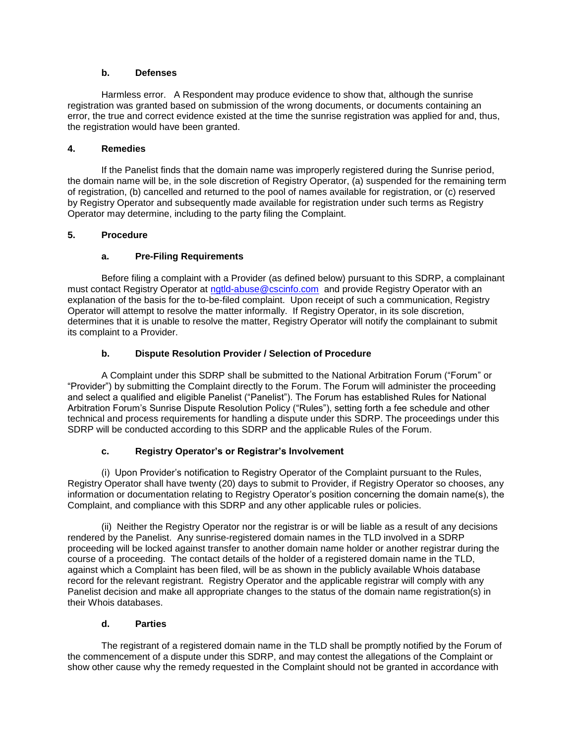### b. Defenses

Harmless error. A Respondent may produce evidence to show that, although the sunrise registration was granted based on submission of the wrong documents, or documents containing an error, the true and correct evidence existed at the time the sunrise registration was applied for and, thus, the registration would have been granted.

## 4. Remedies

If the Panelist finds that the domain name was improperly registered during the Sunrise period, the domain name will be, in the sole discretion of Registry Operator, (a) suspended for the remaining term of registration, (b) cancelled and returned to the pool of names available for registration, or (c) reserved by Registry Operator and subsequently made available for registration under such terms as Registry Operator may determine, including to the party filing the Complaint.

## 5. Procedure

### a. Pre-Filing Requirements

Before filing a complaint with a Provider (as defined below) pursuant to this SDRP, a complainant must contact Registry Operator at ngtld-abuse@cscinfo.com and provide Registry Operator with an explanation of the basis for the to-be-filed complaint. Upon receipt of such a communication, Registry Operator will attempt to resolve the matter informally. If Registry Operator, in its sole discretion, determines that it is unable to resolve the matter, Registry Operator will notify the complainant to submit its complaint to a Provider.

### b. Dispute Resolution Provider / Selection of Procedure

A Complaint under this SDRP shall be submitted to the National Arbitration Forum ("Forum" or "Provider") by submitting the Complaint directly to the Forum. The Forum will administer the proceeding and select a qualified and eligible Panelist ("Panelist"). The Forum has established Rules for National Arbitration Forum's Sunrise Dispute Resolution Policy ("Rules"), setting forth a fee schedule and other technical and process requirements for handling a dispute under this SDRP. The proceedings under this SDRP will be conducted according to this SDRP and the applicable Rules of the Forum.

### c. Registry Operator's or Registrar's Involvement

(i) Upon Provider's notification to Registry Operator of the Complaint pursuant to the Rules, Registry Operator shall have twenty (20) days to submit to Provider, if Registry Operator so chooses, any information or documentation relating to Registry Operator's position concerning the domain name(s), the Complaint, and compliance with this SDRP and any other applicable rules or policies.

(ii) Neither the Registry Operator nor the registrar is or will be liable as a result of any decisions rendered by the Panelist. Any sunrise-registered domain names in the TLD involved in a SDRP proceeding will be locked against transfer to another domain name holder or another registrar during the course of a proceeding. The contact details of the holder of a registered domain name in the TLD, against which a Complaint has been filed, will be as shown in the publicly available Whois database record for the relevant registrant. Registry Operator and the applicable registrar will comply with any Panelist decision and make all appropriate changes to the status of the domain name registration(s) in their Whois databases.

### d. Parties

The registrant of a registered domain name in the TLD shall be promptly notified by the Forum of the commencement of a dispute under this SDRP, and may contest the allegations of the Complaint or show other cause why the remedy requested in the Complaint should not be granted in accordance with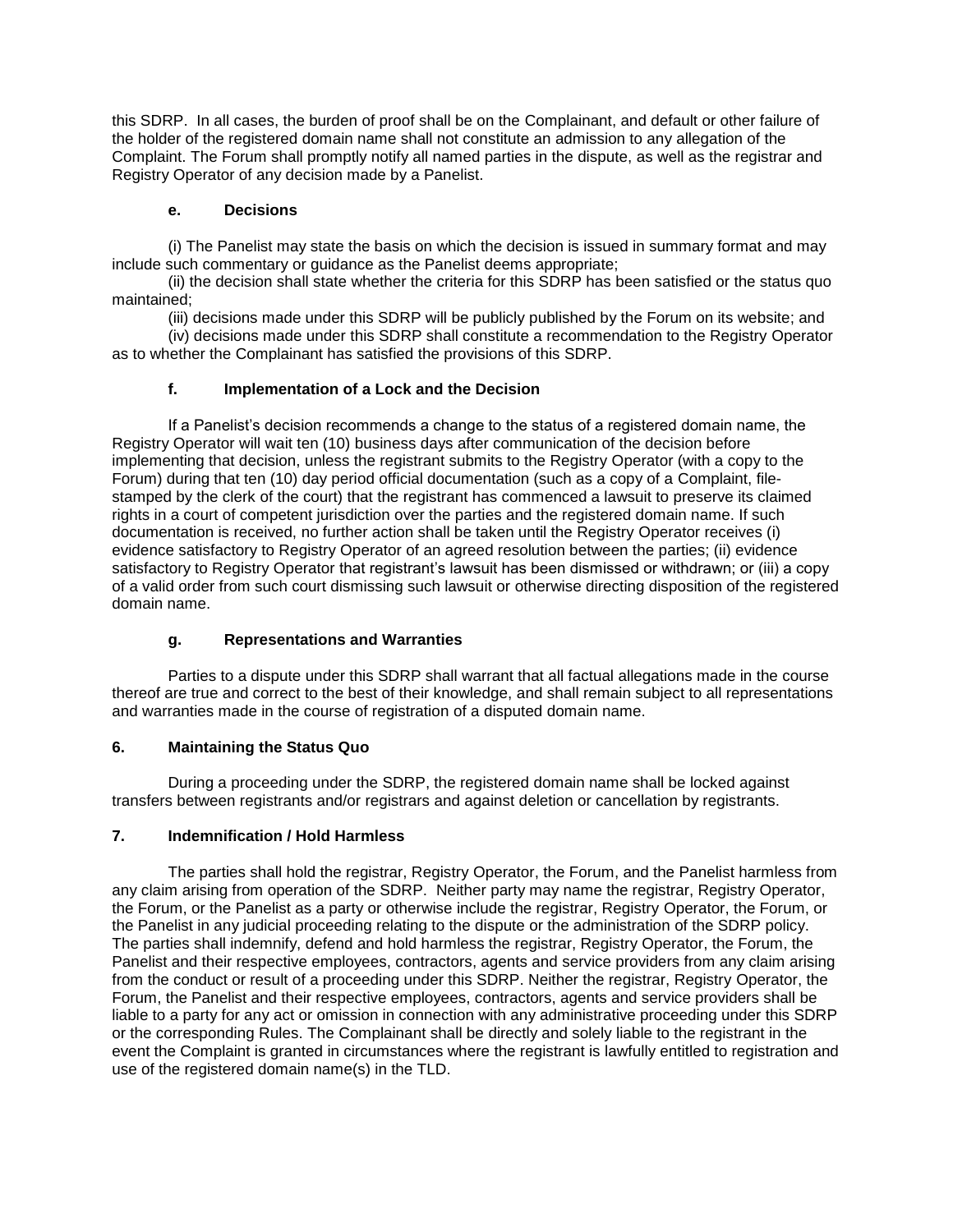this SDRP. In all cases, the burden of proof shall be on the Complainant, and default or other failure of the holder of the registered domain name shall not constitute an admission to any allegation of the Complaint. The Forum shall promptly notify all named parties in the dispute, as well as the registrar and Registry Operator of any decision made by a Panelist.

### e. Decisions

(i) The Panelist may state the basis on which the decision is issued in summary format and may include such commentary or guidance as the Panelist deems appropriate;

(ii) the decision shall state whether the criteria for this SDRP has been satisfied or the status quo maintained;

(iii) decisions made under this SDRP will be publicly published by the Forum on its website; and

(iv) decisions made under this SDRP shall constitute a recommendation to the Registry Operator as to whether the Complainant has satisfied the provisions of this SDRP.

### f. Implementation of a Lock and the Decision

If a Panelist's decision recommends a change to the status of a registered domain name, the Registry Operator will wait ten (10) business days after communication of the decision before implementing that decision, unless the registrant submits to the Registry Operator (with a copy to the Forum) during that ten (10) day period official documentation (such as a copy of a Complaint, file-stamped by the clerk of the court) that the registrant has commenced a lawsuit to preserve its claimed rights in a court of competent jurisdiction over the parties and the registered domain name. If such documentation is received, no further action shall be taken until the Registry Operator receives (i) evidence satisfactory to Registry Operator of an agreed resolution between the parties; (ii) evidence satisfactory to Registry Operator that registrant's lawsuit has been dismissed or withdrawn; or (iii) a copy of a valid order from such court dismissing such lawsuit or otherwise directing disposition of the registered domain name.

### g. Representations and Warranties

Parties to a dispute under this SDRP shall warrant that all factual allegations made in the course thereof are true and correct to the best of their knowledge, and shall remain subject to all representations and warranties made in the course of registration of a disputed domain name.

## 6. Maintaining the Status Quo

During a proceeding under the SDRP, the registered domain name shall be locked against transfers between registrants and/or registrars and against deletion or cancellation by registrants.

## 7. Indemnification / Hold Harmless

The parties shall hold the registrar, Registry Operator, the Forum, and the Panelist harmless from any claim arising from operation of the SDRP. Neither party may name the registrar, Registry Operator, the Forum, or the Panelist as a party or otherwise include the registrar, Registry Operator, the Forum, or the Panelist in any judicial proceeding relating to the dispute or the administration of the SDRP policy. The parties shall indemnify, defend and hold harmless the registrar, Registry Operator, the Forum, the Panelist and their respective employees, contractors, agents and service providers from any claim arising from the conduct or result of a proceeding under this SDRP. Neither the registrar, Registry Operator, the Forum, the Panelist and their respective employees, contractors, agents and service providers shall be liable to a party for any act or omission in connection with any administrative proceeding under this SDRP or the corresponding Rules. The Complainant shall be directly and solely liable to the registrant in the event the Complaint is granted in circumstances where the registrant is lawfully entitled to registration and use of the registered domain name(s) in the TLD.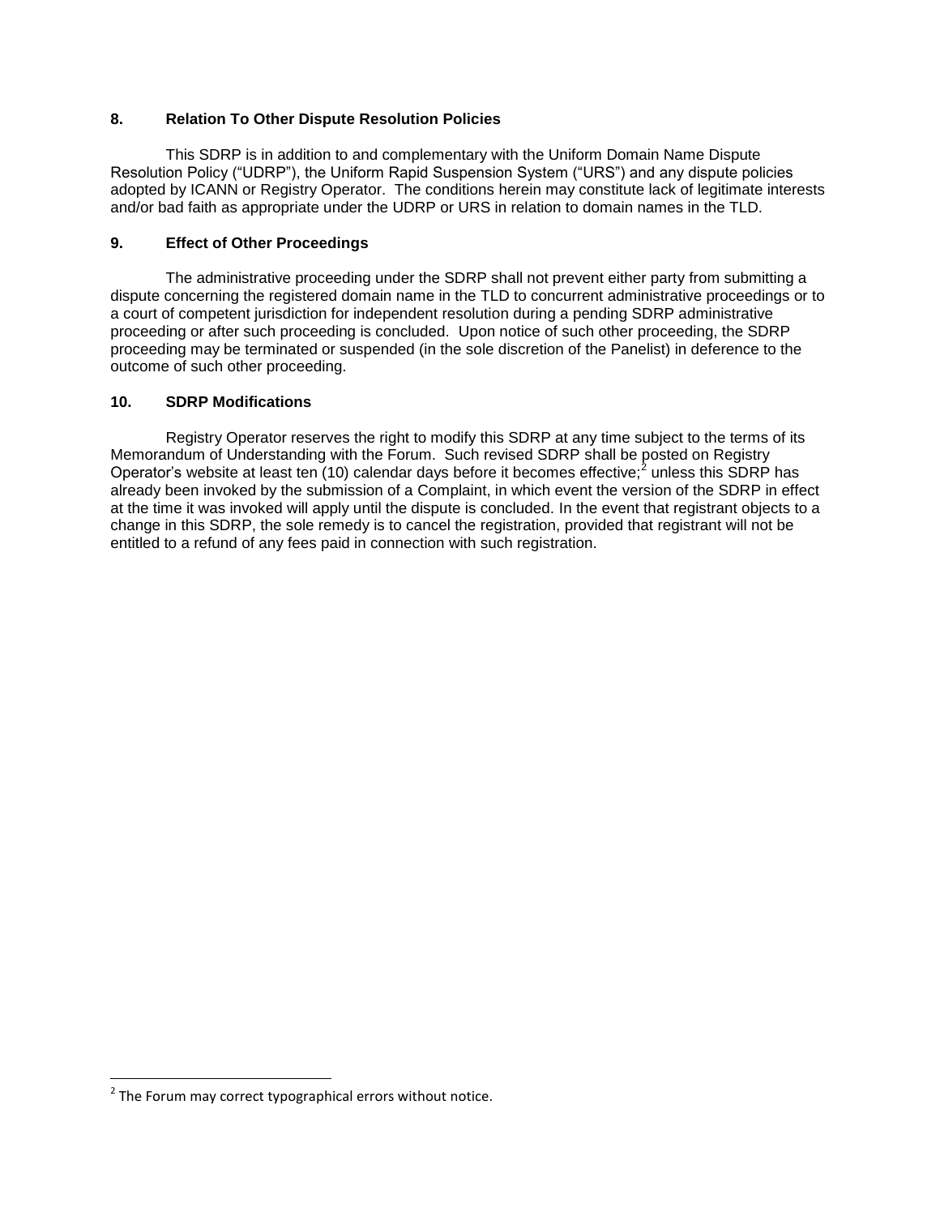## 8. Relation To Other Dispute Resolution Policies

This SDRP is in addition to and complementary with the Uniform Domain Name Dispute Resolution Policy ("UDRP"), the Uniform Rapid Suspension System ("URS") and any dispute policies adopted by ICANN or Registry Operator. The conditions herein may constitute lack of legitimate interests and/or bad faith as appropriate under the UDRP or URS in relation to domain names in the TLD.

## 9. Effect of Other Proceedings

The administrative proceeding under the SDRP shall not prevent either party from submitting a dispute concerning the registered domain name in the TLD to concurrent administrative proceedings or to a court of competent jurisdiction for independent resolution during a pending SDRP administrative proceeding or after such proceeding is concluded. Upon notice of such other proceeding, the SDRP proceeding may be terminated or suspended (in the sole discretion of the Panelist) in deference to the outcome of such other proceeding.

## 10. SDRP Modifications

Registry Operator reserves the right to modify this SDRP at any time subject to the terms of its Memorandum of Understanding with the Forum. Such revised SDRP shall be posted on Registry Operator's website at least ten (10) calendar days before it becomes effective;[2] unless this SDRP has already been invoked by the submission of a Complaint, in which event the version of the SDRP in effect at the time it was invoked will apply until the dispute is concluded. In the event that registrant objects to a change in this SDRP, the sole remedy is to cancel the registration, provided that registrant will not be entitled to a refund of any fees paid in connection with such registration.

[2] The Forum may correct typographical errors without notice.